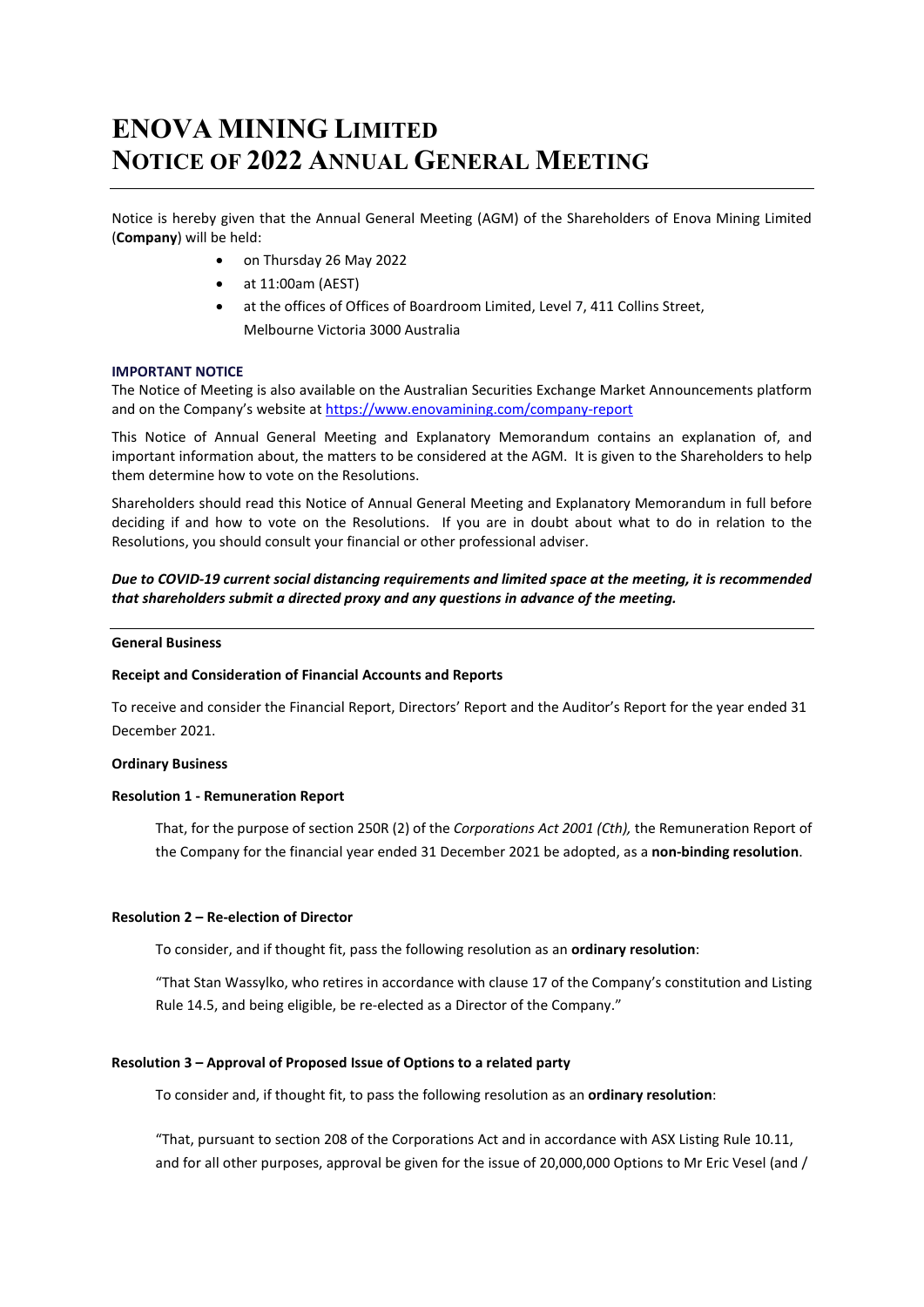# ENOVA MINING LIMITED
# NOTICE OF 2022 ANNUAL GENERAL MEETING

Notice is hereby given that the Annual General Meeting (AGM) of the Shareholders of Enova Mining Limited (**Company**) will be held:

- on Thursday 26 May 2022
- at 11:00am (AEST)
- at the offices of Offices of Boardroom Limited, Level 7, 411 Collins Street, Melbourne Victoria 3000 Australia

**IMPORTANT NOTICE**

The Notice of Meeting is also available on the Australian Securities Exchange Market Announcements platform and on the Company's website at https://www.enovamining.com/company-report

This Notice of Annual General Meeting and Explanatory Memorandum contains an explanation of, and important information about, the matters to be considered at the AGM. It is given to the Shareholders to help them determine how to vote on the Resolutions.

Shareholders should read this Notice of Annual General Meeting and Explanatory Memorandum in full before deciding if and how to vote on the Resolutions. If you are in doubt about what to do in relation to the Resolutions, you should consult your financial or other professional adviser.

***Due to COVID-19 current social distancing requirements and limited space at the meeting, it is recommended that shareholders submit a directed proxy and any questions in advance of the meeting.***

---

**General Business**

**Receipt and Consideration of Financial Accounts and Reports**

To receive and consider the Financial Report, Directors' Report and the Auditor's Report for the year ended 31 December 2021.

**Ordinary Business**

**Resolution 1 - Remuneration Report**

That, for the purpose of section 250R (2) of the *Corporations Act 2001 (Cth),* the Remuneration Report of the Company for the financial year ended 31 December 2021 be adopted, as a **non-binding resolution**.

**Resolution 2 – Re-election of Director**

To consider, and if thought fit, pass the following resolution as an **ordinary resolution**:

"That Stan Wassylko, who retires in accordance with clause 17 of the Company's constitution and Listing Rule 14.5, and being eligible, be re-elected as a Director of the Company."

**Resolution 3 – Approval of Proposed Issue of Options to a related party**

To consider and, if thought fit, to pass the following resolution as an **ordinary resolution**:

"That, pursuant to section 208 of the Corporations Act and in accordance with ASX Listing Rule 10.11, and for all other purposes, approval be given for the issue of 20,000,000 Options to Mr Eric Vesel (and /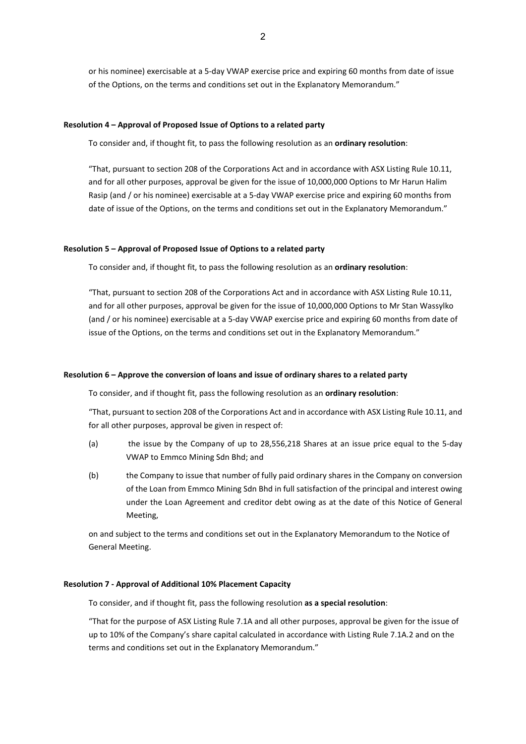or his nominee) exercisable at a 5-day VWAP exercise price and expiring 60 months from date of issue of the Options, on the terms and conditions set out in the Explanatory Memorandum."

**Resolution 4 – Approval of Proposed Issue of Options to a related party**

To consider and, if thought fit, to pass the following resolution as an **ordinary resolution**:

"That, pursuant to section 208 of the Corporations Act and in accordance with ASX Listing Rule 10.11, and for all other purposes, approval be given for the issue of 10,000,000 Options to Mr Harun Halim Rasip (and / or his nominee) exercisable at a 5-day VWAP exercise price and expiring 60 months from date of issue of the Options, on the terms and conditions set out in the Explanatory Memorandum."

**Resolution 5 – Approval of Proposed Issue of Options to a related party**

To consider and, if thought fit, to pass the following resolution as an **ordinary resolution**:

"That, pursuant to section 208 of the Corporations Act and in accordance with ASX Listing Rule 10.11, and for all other purposes, approval be given for the issue of 10,000,000 Options to Mr Stan Wassylko (and / or his nominee) exercisable at a 5-day VWAP exercise price and expiring 60 months from date of issue of the Options, on the terms and conditions set out in the Explanatory Memorandum."

**Resolution 6 – Approve the conversion of loans and issue of ordinary shares to a related party**

To consider, and if thought fit, pass the following resolution as an **ordinary resolution**:

"That, pursuant to section 208 of the Corporations Act and in accordance with ASX Listing Rule 10.11, and for all other purposes, approval be given in respect of:

(a) the issue by the Company of up to 28,556,218 Shares at an issue price equal to the 5-day VWAP to Emmco Mining Sdn Bhd; and

(b) the Company to issue that number of fully paid ordinary shares in the Company on conversion of the Loan from Emmco Mining Sdn Bhd in full satisfaction of the principal and interest owing under the Loan Agreement and creditor debt owing as at the date of this Notice of General Meeting,

on and subject to the terms and conditions set out in the Explanatory Memorandum to the Notice of General Meeting.

**Resolution 7 - Approval of Additional 10% Placement Capacity**

To consider, and if thought fit, pass the following resolution **as a special resolution**:

"That for the purpose of ASX Listing Rule 7.1A and all other purposes, approval be given for the issue of up to 10% of the Company's share capital calculated in accordance with Listing Rule 7.1A.2 and on the terms and conditions set out in the Explanatory Memorandum."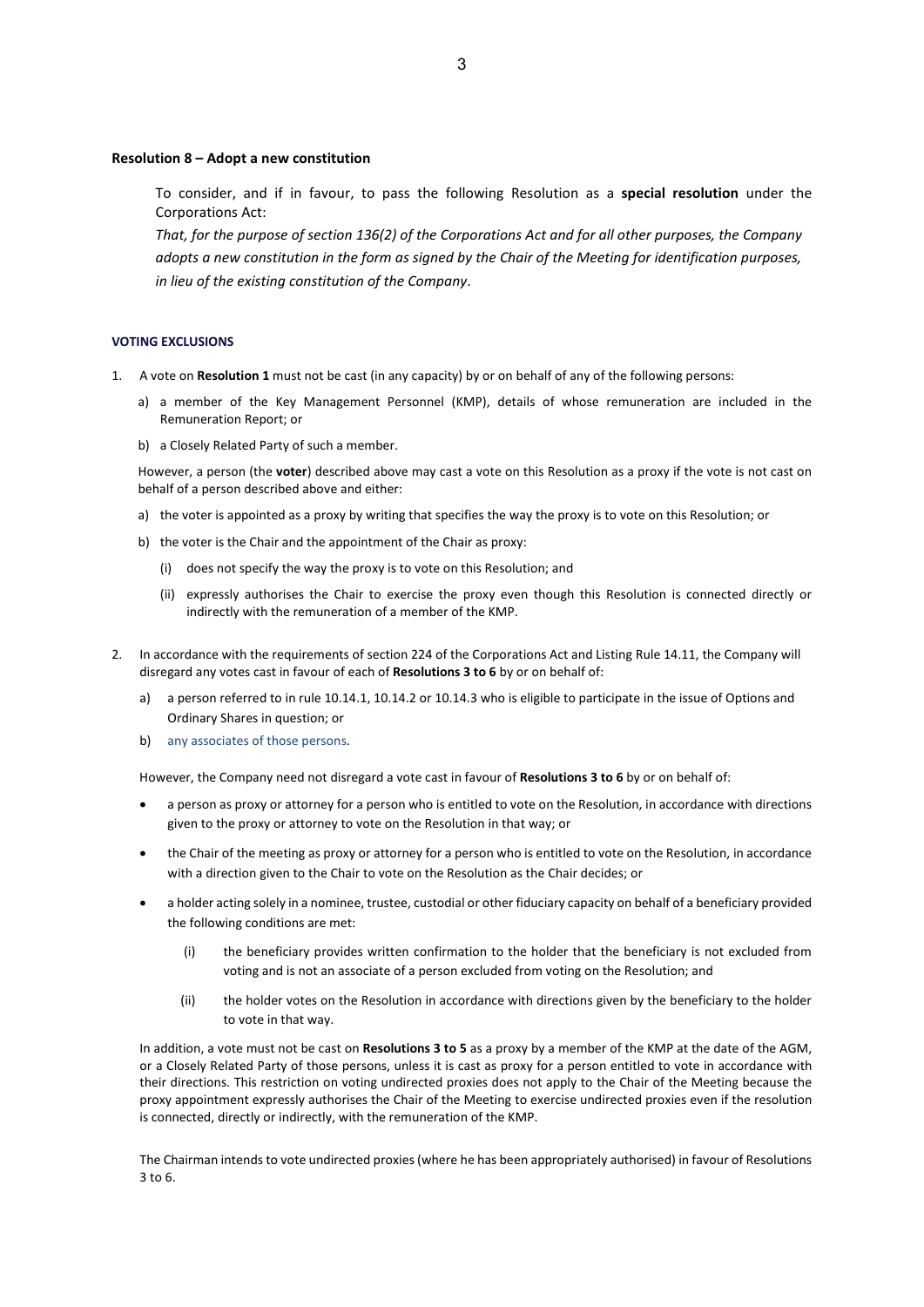### Resolution 8 – Adopt a new constitution

To consider, and if in favour, to pass the following Resolution as a **special resolution** under the Corporations Act:

*That, for the purpose of section 136(2) of the Corporations Act and for all other purposes, the Company adopts a new constitution in the form as signed by the Chair of the Meeting for identification purposes, in lieu of the existing constitution of the Company*.

#### VOTING EXCLUSIONS

1. A vote on **Resolution 1** must not be cast (in any capacity) by or on behalf of any of the following persons:

   a) a member of the Key Management Personnel (KMP), details of whose remuneration are included in the Remuneration Report; or

   b) a Closely Related Party of such a member.

   However, a person (the **voter**) described above may cast a vote on this Resolution as a proxy if the vote is not cast on behalf of a person described above and either:

   a) the voter is appointed as a proxy by writing that specifies the way the proxy is to vote on this Resolution; or

   b) the voter is the Chair and the appointment of the Chair as proxy:

      (i) does not specify the way the proxy is to vote on this Resolution; and

      (ii) expressly authorises the Chair to exercise the proxy even though this Resolution is connected directly or indirectly with the remuneration of a member of the KMP.

2. In accordance with the requirements of section 224 of the Corporations Act and Listing Rule 14.11, the Company will disregard any votes cast in favour of each of **Resolutions 3 to 6** by or on behalf of:

   a) a person referred to in rule 10.14.1, 10.14.2 or 10.14.3 who is eligible to participate in the issue of Options and Ordinary Shares in question; or

   b) any associates of those persons.

   However, the Company need not disregard a vote cast in favour of **Resolutions 3 to 6** by or on behalf of:

   - a person as proxy or attorney for a person who is entitled to vote on the Resolution, in accordance with directions given to the proxy or attorney to vote on the Resolution in that way; or
   - the Chair of the meeting as proxy or attorney for a person who is entitled to vote on the Resolution, in accordance with a direction given to the Chair to vote on the Resolution as the Chair decides; or
   - a holder acting solely in a nominee, trustee, custodial or other fiduciary capacity on behalf of a beneficiary provided the following conditions are met:

     (i) the beneficiary provides written confirmation to the holder that the beneficiary is not excluded from voting and is not an associate of a person excluded from voting on the Resolution; and

     (ii) the holder votes on the Resolution in accordance with directions given by the beneficiary to the holder to vote in that way.

   In addition, a vote must not be cast on **Resolutions 3 to 5** as a proxy by a member of the KMP at the date of the AGM, or a Closely Related Party of those persons, unless it is cast as proxy for a person entitled to vote in accordance with their directions. This restriction on voting undirected proxies does not apply to the Chair of the Meeting because the proxy appointment expressly authorises the Chair of the Meeting to exercise undirected proxies even if the resolution is connected, directly or indirectly, with the remuneration of the KMP.

   The Chairman intends to vote undirected proxies (where he has been appropriately authorised) in favour of Resolutions 3 to 6.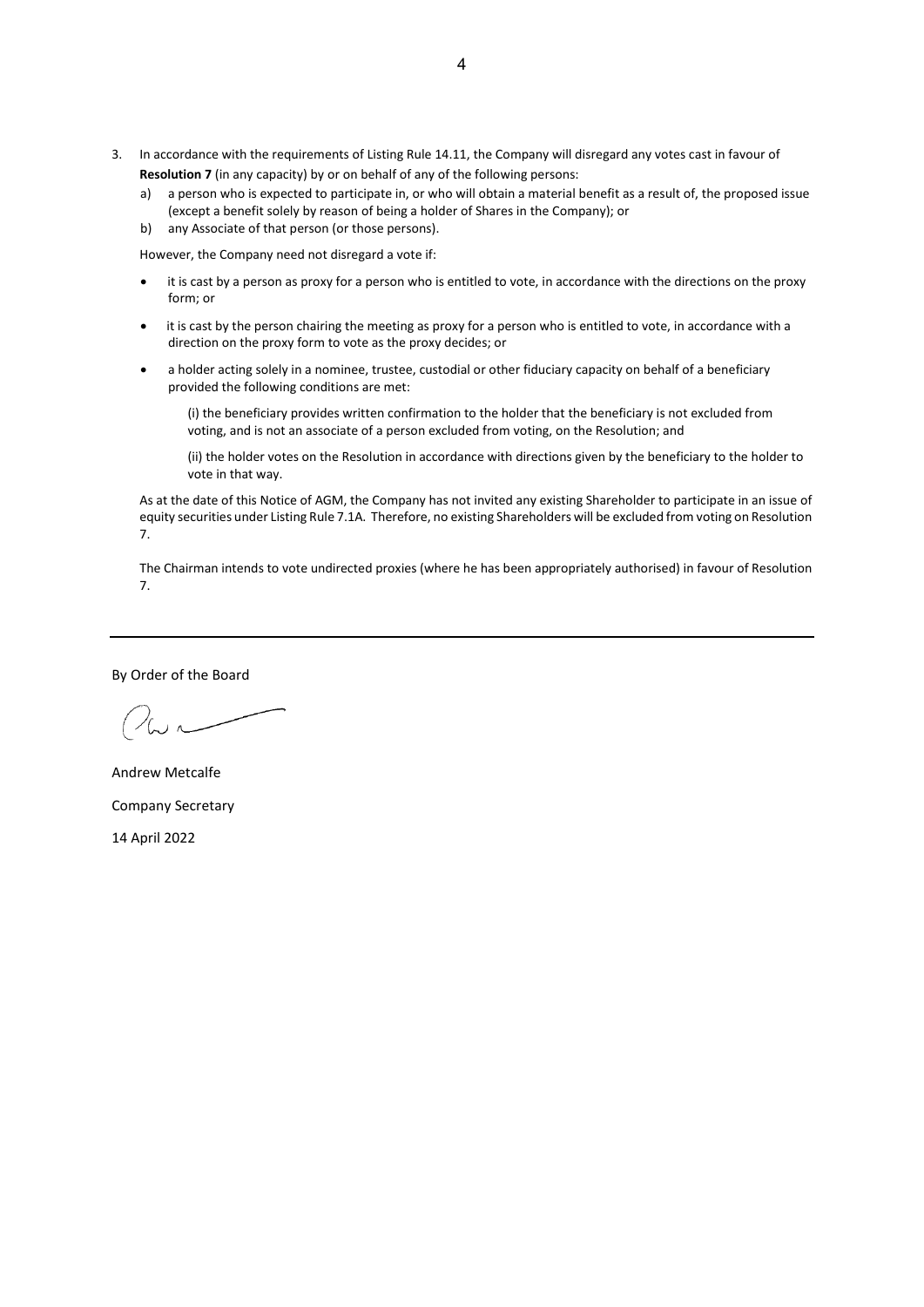3. In accordance with the requirements of Listing Rule 14.11, the Company will disregard any votes cast in favour of **Resolution 7** (in any capacity) by or on behalf of any of the following persons:
   a) a person who is expected to participate in, or who will obtain a material benefit as a result of, the proposed issue (except a benefit solely by reason of being a holder of Shares in the Company); or
   b) any Associate of that person (or those persons).

   However, the Company need not disregard a vote if:

   - it is cast by a person as proxy for a person who is entitled to vote, in accordance with the directions on the proxy form; or
   - it is cast by the person chairing the meeting as proxy for a person who is entitled to vote, in accordance with a direction on the proxy form to vote as the proxy decides; or
   - a holder acting solely in a nominee, trustee, custodial or other fiduciary capacity on behalf of a beneficiary provided the following conditions are met:

     (i) the beneficiary provides written confirmation to the holder that the beneficiary is not excluded from voting, and is not an associate of a person excluded from voting, on the Resolution; and

     (ii) the holder votes on the Resolution in accordance with directions given by the beneficiary to the holder to vote in that way.

   As at the date of this Notice of AGM, the Company has not invited any existing Shareholder to participate in an issue of equity securities under Listing Rule 7.1A. Therefore, no existing Shareholders will be excluded from voting on Resolution 7.

   The Chairman intends to vote undirected proxies (where he has been appropriately authorised) in favour of Resolution 7.

---

By Order of the Board

Andrew Metcalfe

Company Secretary

14 April 2022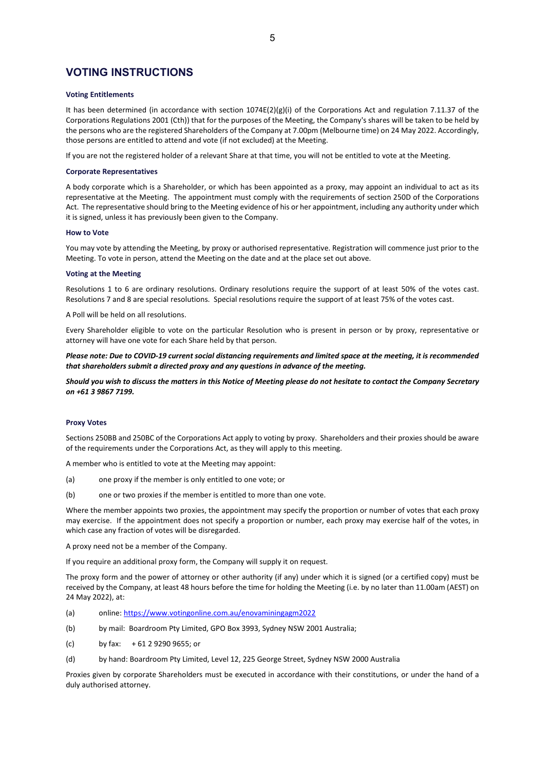# VOTING INSTRUCTIONS

**Voting Entitlements**

It has been determined (in accordance with section 1074E(2)(g)(i) of the Corporations Act and regulation 7.11.37 of the Corporations Regulations 2001 (Cth)) that for the purposes of the Meeting, the Company's shares will be taken to be held by the persons who are the registered Shareholders of the Company at 7.00pm (Melbourne time) on 24 May 2022. Accordingly, those persons are entitled to attend and vote (if not excluded) at the Meeting.

If you are not the registered holder of a relevant Share at that time, you will not be entitled to vote at the Meeting.

**Corporate Representatives**

A body corporate which is a Shareholder, or which has been appointed as a proxy, may appoint an individual to act as its representative at the Meeting. The appointment must comply with the requirements of section 250D of the Corporations Act. The representative should bring to the Meeting evidence of his or her appointment, including any authority under which it is signed, unless it has previously been given to the Company.

**How to Vote**

You may vote by attending the Meeting, by proxy or authorised representative. Registration will commence just prior to the Meeting. To vote in person, attend the Meeting on the date and at the place set out above.

**Voting at the Meeting**

Resolutions 1 to 6 are ordinary resolutions. Ordinary resolutions require the support of at least 50% of the votes cast. Resolutions 7 and 8 are special resolutions. Special resolutions require the support of at least 75% of the votes cast.

A Poll will be held on all resolutions.

Every Shareholder eligible to vote on the particular Resolution who is present in person or by proxy, representative or attorney will have one vote for each Share held by that person.

***Please note: Due to COVID-19 current social distancing requirements and limited space at the meeting, it is recommended that shareholders submit a directed proxy and any questions in advance of the meeting.***

***Should you wish to discuss the matters in this Notice of Meeting please do not hesitate to contact the Company Secretary on +61 3 9867 7199.***

**Proxy Votes**

Sections 250BB and 250BC of the Corporations Act apply to voting by proxy. Shareholders and their proxies should be aware of the requirements under the Corporations Act, as they will apply to this meeting.

A member who is entitled to vote at the Meeting may appoint:

(a) one proxy if the member is only entitled to one vote; or

(b) one or two proxies if the member is entitled to more than one vote.

Where the member appoints two proxies, the appointment may specify the proportion or number of votes that each proxy may exercise. If the appointment does not specify a proportion or number, each proxy may exercise half of the votes, in which case any fraction of votes will be disregarded.

A proxy need not be a member of the Company.

If you require an additional proxy form, the Company will supply it on request.

The proxy form and the power of attorney or other authority (if any) under which it is signed (or a certified copy) must be received by the Company, at least 48 hours before the time for holding the Meeting (i.e. by no later than 11.00am (AEST) on 24 May 2022), at:

(a) online: https://www.votingonline.com.au/enovaminingagm2022

(b) by mail: Boardroom Pty Limited, GPO Box 3993, Sydney NSW 2001 Australia;

(c) by fax: + 61 2 9290 9655; or

(d) by hand: Boardroom Pty Limited, Level 12, 225 George Street, Sydney NSW 2000 Australia

Proxies given by corporate Shareholders must be executed in accordance with their constitutions, or under the hand of a duly authorised attorney.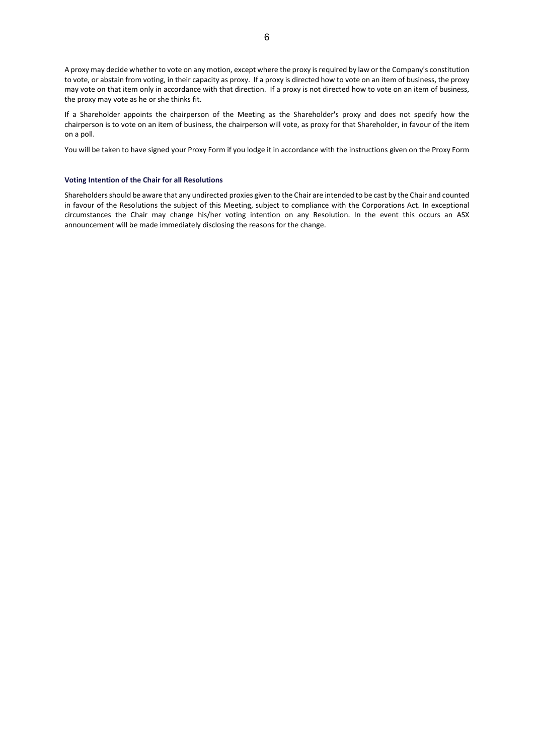A proxy may decide whether to vote on any motion, except where the proxy is required by law or the Company's constitution to vote, or abstain from voting, in their capacity as proxy. If a proxy is directed how to vote on an item of business, the proxy may vote on that item only in accordance with that direction. If a proxy is not directed how to vote on an item of business, the proxy may vote as he or she thinks fit.

If a Shareholder appoints the chairperson of the Meeting as the Shareholder's proxy and does not specify how the chairperson is to vote on an item of business, the chairperson will vote, as proxy for that Shareholder, in favour of the item on a poll.

You will be taken to have signed your Proxy Form if you lodge it in accordance with the instructions given on the Proxy Form

**Voting Intention of the Chair for all Resolutions**

Shareholders should be aware that any undirected proxies given to the Chair are intended to be cast by the Chair and counted in favour of the Resolutions the subject of this Meeting, subject to compliance with the Corporations Act. In exceptional circumstances the Chair may change his/her voting intention on any Resolution. In the event this occurs an ASX announcement will be made immediately disclosing the reasons for the change.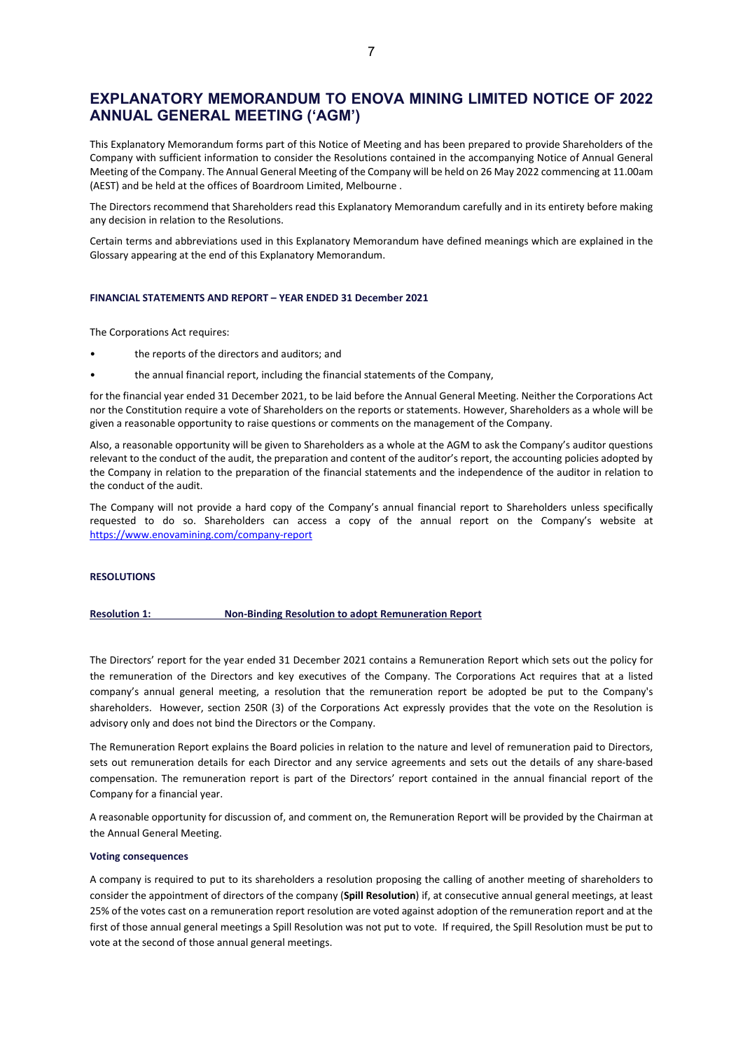# EXPLANATORY MEMORANDUM TO ENOVA MINING LIMITED NOTICE OF 2022 ANNUAL GENERAL MEETING ('AGM')

This Explanatory Memorandum forms part of this Notice of Meeting and has been prepared to provide Shareholders of the Company with sufficient information to consider the Resolutions contained in the accompanying Notice of Annual General Meeting of the Company. The Annual General Meeting of the Company will be held on 26 May 2022 commencing at 11.00am (AEST) and be held at the offices of Boardroom Limited, Melbourne .

The Directors recommend that Shareholders read this Explanatory Memorandum carefully and in its entirety before making any decision in relation to the Resolutions.

Certain terms and abbreviations used in this Explanatory Memorandum have defined meanings which are explained in the Glossary appearing at the end of this Explanatory Memorandum.

#### FINANCIAL STATEMENTS AND REPORT – YEAR ENDED 31 December 2021

The Corporations Act requires:

- the reports of the directors and auditors; and
- the annual financial report, including the financial statements of the Company,

for the financial year ended 31 December 2021, to be laid before the Annual General Meeting. Neither the Corporations Act nor the Constitution require a vote of Shareholders on the reports or statements. However, Shareholders as a whole will be given a reasonable opportunity to raise questions or comments on the management of the Company.

Also, a reasonable opportunity will be given to Shareholders as a whole at the AGM to ask the Company's auditor questions relevant to the conduct of the audit, the preparation and content of the auditor's report, the accounting policies adopted by the Company in relation to the preparation of the financial statements and the independence of the auditor in relation to the conduct of the audit.

The Company will not provide a hard copy of the Company's annual financial report to Shareholders unless specifically requested to do so. Shareholders can access a copy of the annual report on the Company's website at https://www.enovamining.com/company-report

#### RESOLUTIONS

#### Resolution 1: Non-Binding Resolution to adopt Remuneration Report

The Directors' report for the year ended 31 December 2021 contains a Remuneration Report which sets out the policy for the remuneration of the Directors and key executives of the Company. The Corporations Act requires that at a listed company's annual general meeting, a resolution that the remuneration report be adopted be put to the Company's shareholders. However, section 250R (3) of the Corporations Act expressly provides that the vote on the Resolution is advisory only and does not bind the Directors or the Company.

The Remuneration Report explains the Board policies in relation to the nature and level of remuneration paid to Directors, sets out remuneration details for each Director and any service agreements and sets out the details of any share-based compensation. The remuneration report is part of the Directors' report contained in the annual financial report of the Company for a financial year.

A reasonable opportunity for discussion of, and comment on, the Remuneration Report will be provided by the Chairman at the Annual General Meeting.

#### Voting consequences

A company is required to put to its shareholders a resolution proposing the calling of another meeting of shareholders to consider the appointment of directors of the company (**Spill Resolution**) if, at consecutive annual general meetings, at least 25% of the votes cast on a remuneration report resolution are voted against adoption of the remuneration report and at the first of those annual general meetings a Spill Resolution was not put to vote. If required, the Spill Resolution must be put to vote at the second of those annual general meetings.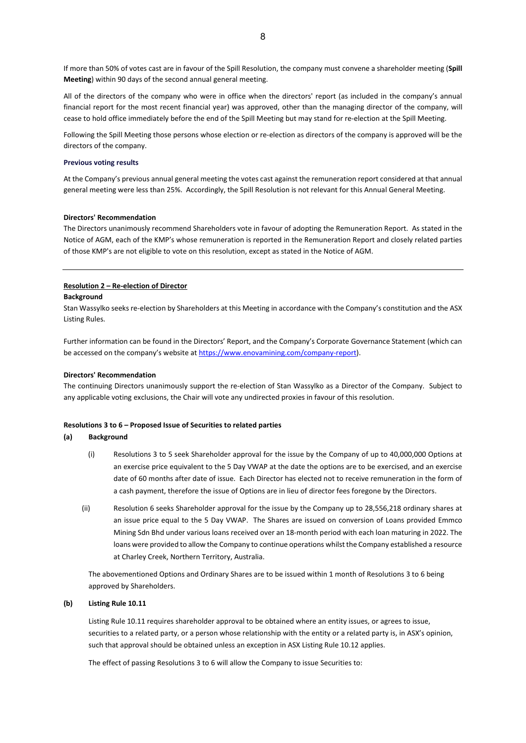If more than 50% of votes cast are in favour of the Spill Resolution, the company must convene a shareholder meeting (**Spill Meeting**) within 90 days of the second annual general meeting.

All of the directors of the company who were in office when the directors' report (as included in the company's annual financial report for the most recent financial year) was approved, other than the managing director of the company, will cease to hold office immediately before the end of the Spill Meeting but may stand for re-election at the Spill Meeting.

Following the Spill Meeting those persons whose election or re-election as directors of the company is approved will be the directors of the company.

**Previous voting results**

At the Company's previous annual general meeting the votes cast against the remuneration report considered at that annual general meeting were less than 25%. Accordingly, the Spill Resolution is not relevant for this Annual General Meeting.

**Directors' Recommendation**

The Directors unanimously recommend Shareholders vote in favour of adopting the Remuneration Report. As stated in the Notice of AGM, each of the KMP's whose remuneration is reported in the Remuneration Report and closely related parties of those KMP's are not eligible to vote on this resolution, except as stated in the Notice of AGM.

---

**Resolution 2 – Re-election of Director**

**Background**

Stan Wassylko seeks re-election by Shareholders at this Meeting in accordance with the Company's constitution and the ASX Listing Rules.

Further information can be found in the Directors' Report, and the Company's Corporate Governance Statement (which can be accessed on the company's website at https://www.enovamining.com/company-report).

**Directors' Recommendation**

The continuing Directors unanimously support the re-election of Stan Wassylko as a Director of the Company. Subject to any applicable voting exclusions, the Chair will vote any undirected proxies in favour of this resolution.

**Resolutions 3 to 6 – Proposed Issue of Securities to related parties**

**(a) Background**

(i) Resolutions 3 to 5 seek Shareholder approval for the issue by the Company of up to 40,000,000 Options at an exercise price equivalent to the 5 Day VWAP at the date the options are to be exercised, and an exercise date of 60 months after date of issue. Each Director has elected not to receive remuneration in the form of a cash payment, therefore the issue of Options are in lieu of director fees foregone by the Directors.

(ii) Resolution 6 seeks Shareholder approval for the issue by the Company up to 28,556,218 ordinary shares at an issue price equal to the 5 Day VWAP. The Shares are issued on conversion of Loans provided Emmco Mining Sdn Bhd under various loans received over an 18-month period with each loan maturing in 2022. The loans were provided to allow the Company to continue operations whilst the Company established a resource at Charley Creek, Northern Territory, Australia.

The abovementioned Options and Ordinary Shares are to be issued within 1 month of Resolutions 3 to 6 being approved by Shareholders.

**(b) Listing Rule 10.11**

Listing Rule 10.11 requires shareholder approval to be obtained where an entity issues, or agrees to issue, securities to a related party, or a person whose relationship with the entity or a related party is, in ASX's opinion, such that approval should be obtained unless an exception in ASX Listing Rule 10.12 applies.

The effect of passing Resolutions 3 to 6 will allow the Company to issue Securities to: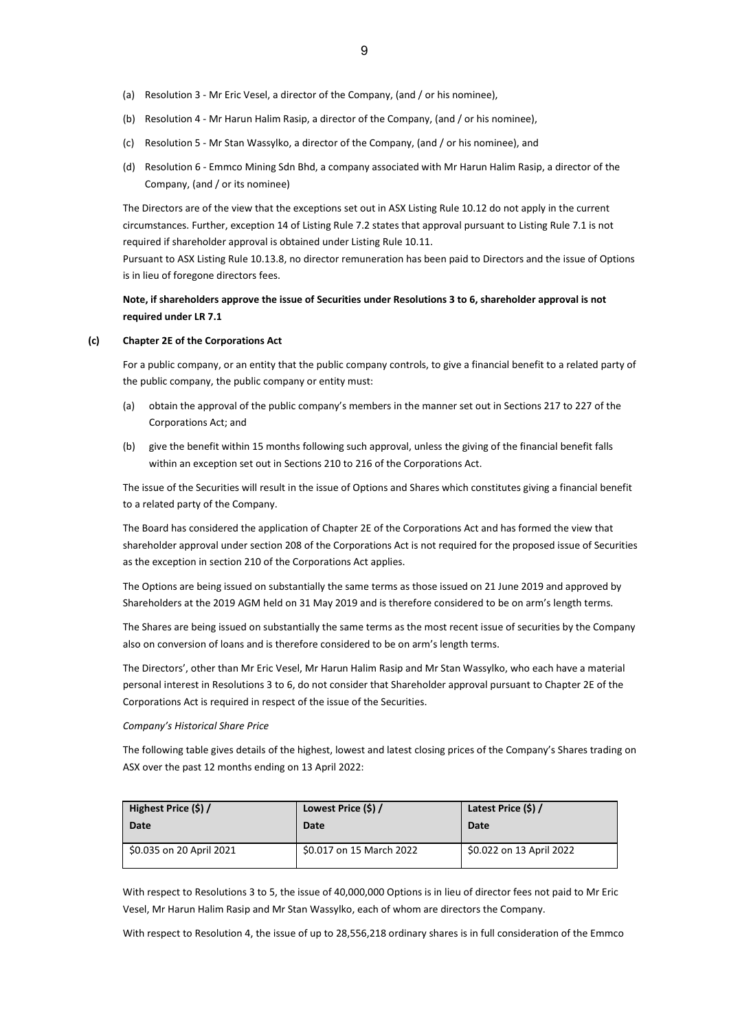(a) Resolution 3 - Mr Eric Vesel, a director of the Company, (and / or his nominee),

(b) Resolution 4 - Mr Harun Halim Rasip, a director of the Company, (and / or his nominee),

(c) Resolution 5 - Mr Stan Wassylko, a director of the Company, (and / or his nominee), and

(d) Resolution 6 - Emmco Mining Sdn Bhd, a company associated with Mr Harun Halim Rasip, a director of the Company, (and / or its nominee)

The Directors are of the view that the exceptions set out in ASX Listing Rule 10.12 do not apply in the current circumstances. Further, exception 14 of Listing Rule 7.2 states that approval pursuant to Listing Rule 7.1 is not required if shareholder approval is obtained under Listing Rule 10.11.

Pursuant to ASX Listing Rule 10.13.8, no director remuneration has been paid to Directors and the issue of Options is in lieu of foregone directors fees.

**Note, if shareholders approve the issue of Securities under Resolutions 3 to 6, shareholder approval is not required under LR 7.1**

### (c) Chapter 2E of the Corporations Act

For a public company, or an entity that the public company controls, to give a financial benefit to a related party of the public company, the public company or entity must:

(a) obtain the approval of the public company's members in the manner set out in Sections 217 to 227 of the Corporations Act; and

(b) give the benefit within 15 months following such approval, unless the giving of the financial benefit falls within an exception set out in Sections 210 to 216 of the Corporations Act.

The issue of the Securities will result in the issue of Options and Shares which constitutes giving a financial benefit to a related party of the Company.

The Board has considered the application of Chapter 2E of the Corporations Act and has formed the view that shareholder approval under section 208 of the Corporations Act is not required for the proposed issue of Securities as the exception in section 210 of the Corporations Act applies.

The Options are being issued on substantially the same terms as those issued on 21 June 2019 and approved by Shareholders at the 2019 AGM held on 31 May 2019 and is therefore considered to be on arm's length terms.

The Shares are being issued on substantially the same terms as the most recent issue of securities by the Company also on conversion of loans and is therefore considered to be on arm's length terms.

The Directors', other than Mr Eric Vesel, Mr Harun Halim Rasip and Mr Stan Wassylko, who each have a material personal interest in Resolutions 3 to 6, do not consider that Shareholder approval pursuant to Chapter 2E of the Corporations Act is required in respect of the issue of the Securities.

*Company's Historical Share Price*

The following table gives details of the highest, lowest and latest closing prices of the Company's Shares trading on ASX over the past 12 months ending on 13 April 2022:

| Highest Price ($) / Date | Lowest Price ($) / Date | Latest Price ($) / Date |
|---|---|---|
| $0.035 on 20 April 2021 | $0.017 on 15 March 2022 | $0.022 on 13 April 2022 |

With respect to Resolutions 3 to 5, the issue of 40,000,000 Options is in lieu of director fees not paid to Mr Eric Vesel, Mr Harun Halim Rasip and Mr Stan Wassylko, each of whom are directors the Company.

With respect to Resolution 4, the issue of up to 28,556,218 ordinary shares is in full consideration of the Emmco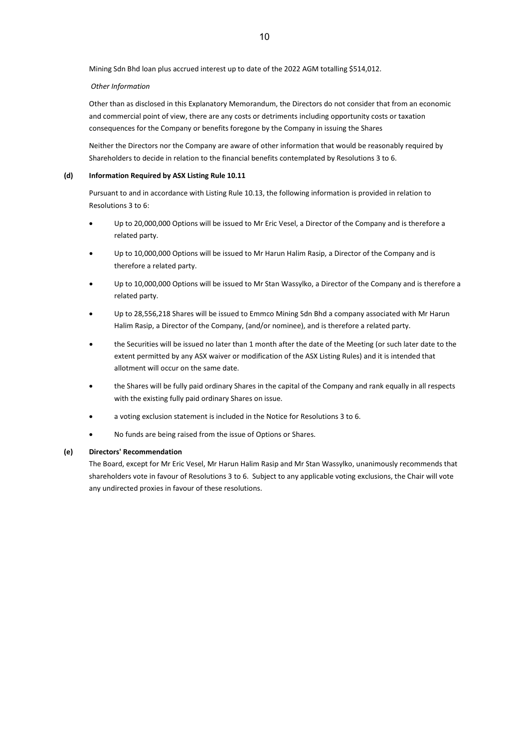Mining Sdn Bhd loan plus accrued interest up to date of the 2022 AGM totalling $514,012.

*Other Information*

Other than as disclosed in this Explanatory Memorandum, the Directors do not consider that from an economic and commercial point of view, there are any costs or detriments including opportunity costs or taxation consequences for the Company or benefits foregone by the Company in issuing the Shares

Neither the Directors nor the Company are aware of other information that would be reasonably required by Shareholders to decide in relation to the financial benefits contemplated by Resolutions 3 to 6.

**(d) Information Required by ASX Listing Rule 10.11**

Pursuant to and in accordance with Listing Rule 10.13, the following information is provided in relation to Resolutions 3 to 6:

- Up to 20,000,000 Options will be issued to Mr Eric Vesel, a Director of the Company and is therefore a related party.
- Up to 10,000,000 Options will be issued to Mr Harun Halim Rasip, a Director of the Company and is therefore a related party.
- Up to 10,000,000 Options will be issued to Mr Stan Wassylko, a Director of the Company and is therefore a related party.
- Up to 28,556,218 Shares will be issued to Emmco Mining Sdn Bhd a company associated with Mr Harun Halim Rasip, a Director of the Company, (and/or nominee), and is therefore a related party.
- the Securities will be issued no later than 1 month after the date of the Meeting (or such later date to the extent permitted by any ASX waiver or modification of the ASX Listing Rules) and it is intended that allotment will occur on the same date.
- the Shares will be fully paid ordinary Shares in the capital of the Company and rank equally in all respects with the existing fully paid ordinary Shares on issue.
- a voting exclusion statement is included in the Notice for Resolutions 3 to 6.
- No funds are being raised from the issue of Options or Shares.

**(e) Directors' Recommendation**

The Board, except for Mr Eric Vesel, Mr Harun Halim Rasip and Mr Stan Wassylko, unanimously recommends that shareholders vote in favour of Resolutions 3 to 6. Subject to any applicable voting exclusions, the Chair will vote any undirected proxies in favour of these resolutions.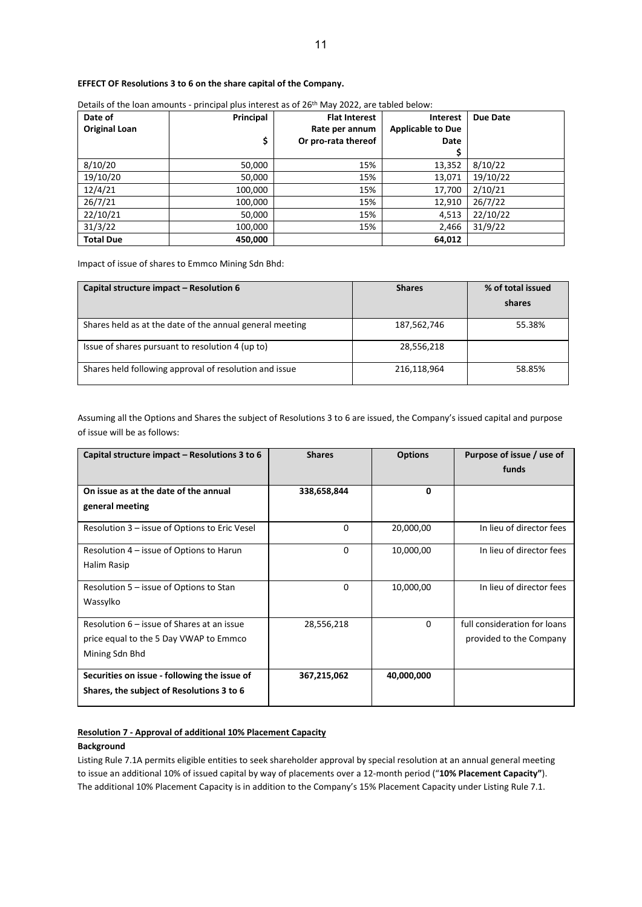**EFFECT OF Resolutions 3 to 6 on the share capital of the Company.**

Details of the loan amounts - principal plus interest as of 26th May 2022, are tabled below:

| Date of Original Loan | Principal $ | Flat Interest Rate per annum Or pro-rata thereof | Interest Applicable to Due Date $ | Due Date |
|---|---|---|---|---|
| 8/10/20 | 50,000 | 15% | 13,352 | 8/10/22 |
| 19/10/20 | 50,000 | 15% | 13,071 | 19/10/22 |
| 12/4/21 | 100,000 | 15% | 17,700 | 2/10/21 |
| 26/7/21 | 100,000 | 15% | 12,910 | 26/7/22 |
| 22/10/21 | 50,000 | 15% | 4,513 | 22/10/22 |
| 31/3/22 | 100,000 | 15% | 2,466 | 31/9/22 |
| **Total Due** | **450,000** | | **64,012** | |

Impact of issue of shares to Emmco Mining Sdn Bhd:

| Capital structure impact – Resolution 6 | Shares | % of total issued shares |
|---|---|---|
| Shares held as at the date of the annual general meeting | 187,562,746 | 55.38% |
| Issue of shares pursuant to resolution 4 (up to) | 28,556,218 | |
| Shares held following approval of resolution and issue | 216,118,964 | 58.85% |

Assuming all the Options and Shares the subject of Resolutions 3 to 6 are issued, the Company's issued capital and purpose of issue will be as follows:

| Capital structure impact – Resolutions 3 to 6 | Shares | Options | Purpose of issue / use of funds |
|---|---|---|---|
| **On issue as at the date of the annual general meeting** | **338,658,844** | **0** | |
| Resolution 3 – issue of Options to Eric Vesel | 0 | 20,000,00 | In lieu of director fees |
| Resolution 4 – issue of Options to Harun Halim Rasip | 0 | 10,000,00 | In lieu of director fees |
| Resolution 5 – issue of Options to Stan Wassylko | 0 | 10,000,00 | In lieu of director fees |
| Resolution 6 – issue of Shares at an issue price equal to the 5 Day VWAP to Emmco Mining Sdn Bhd | 28,556,218 | 0 | full consideration for loans provided to the Company |
| **Securities on issue - following the issue of Shares, the subject of Resolutions 3 to 6** | **367,215,062** | **40,000,000** | |

**Resolution 7 - Approval of additional 10% Placement Capacity**

**Background**

Listing Rule 7.1A permits eligible entities to seek shareholder approval by special resolution at an annual general meeting to issue an additional 10% of issued capital by way of placements over a 12-month period ("**10% Placement Capacity"**). The additional 10% Placement Capacity is in addition to the Company's 15% Placement Capacity under Listing Rule 7.1.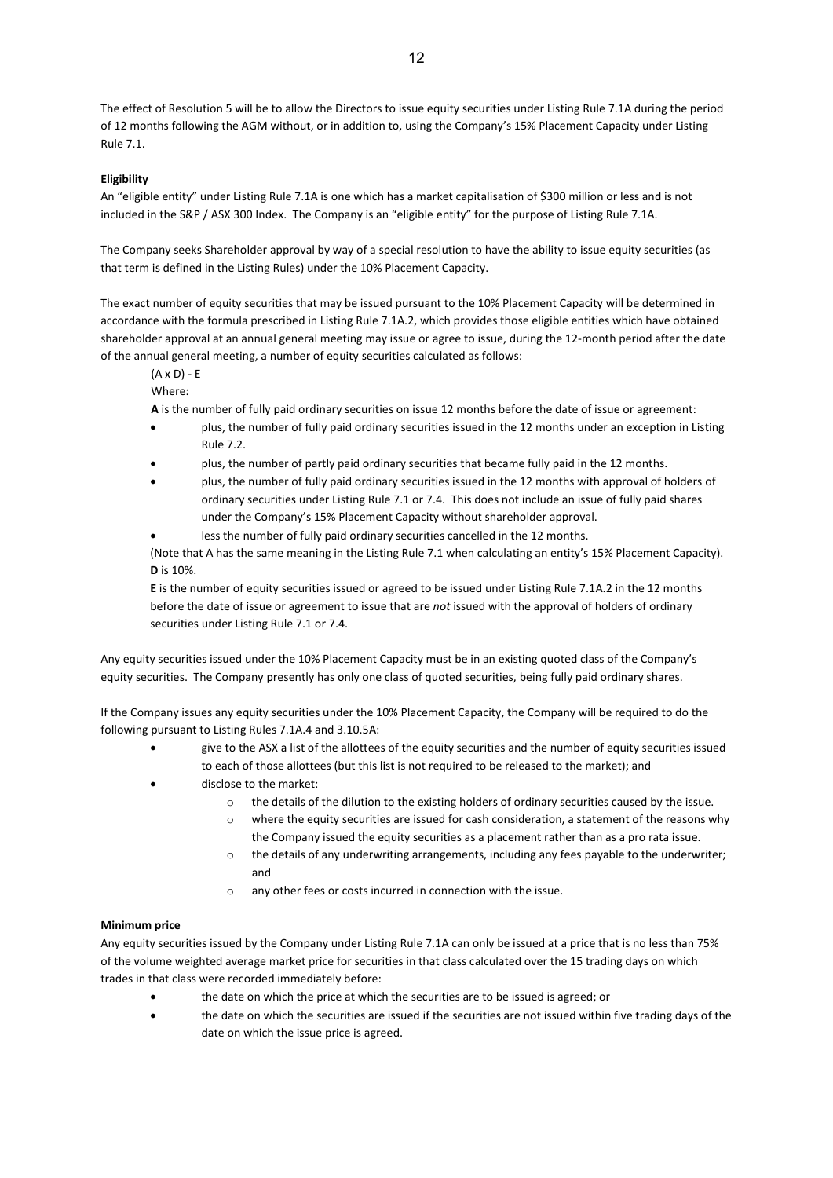The effect of Resolution 5 will be to allow the Directors to issue equity securities under Listing Rule 7.1A during the period of 12 months following the AGM without, or in addition to, using the Company's 15% Placement Capacity under Listing Rule 7.1.

**Eligibility**

An "eligible entity" under Listing Rule 7.1A is one which has a market capitalisation of $300 million or less and is not included in the S&P / ASX 300 Index. The Company is an "eligible entity" for the purpose of Listing Rule 7.1A.

The Company seeks Shareholder approval by way of a special resolution to have the ability to issue equity securities (as that term is defined in the Listing Rules) under the 10% Placement Capacity.

The exact number of equity securities that may be issued pursuant to the 10% Placement Capacity will be determined in accordance with the formula prescribed in Listing Rule 7.1A.2, which provides those eligible entities which have obtained shareholder approval at an annual general meeting may issue or agree to issue, during the 12-month period after the date of the annual general meeting, a number of equity securities calculated as follows:

$(A \times D) - E$

Where:

**A** is the number of fully paid ordinary securities on issue 12 months before the date of issue or agreement:

- plus, the number of fully paid ordinary securities issued in the 12 months under an exception in Listing Rule 7.2.
- plus, the number of partly paid ordinary securities that became fully paid in the 12 months.
- plus, the number of fully paid ordinary securities issued in the 12 months with approval of holders of ordinary securities under Listing Rule 7.1 or 7.4. This does not include an issue of fully paid shares under the Company's 15% Placement Capacity without shareholder approval.
- less the number of fully paid ordinary securities cancelled in the 12 months.

(Note that A has the same meaning in the Listing Rule 7.1 when calculating an entity's 15% Placement Capacity).

**D** is 10%.

**E** is the number of equity securities issued or agreed to be issued under Listing Rule 7.1A.2 in the 12 months before the date of issue or agreement to issue that are *not* issued with the approval of holders of ordinary securities under Listing Rule 7.1 or 7.4.

Any equity securities issued under the 10% Placement Capacity must be in an existing quoted class of the Company's equity securities. The Company presently has only one class of quoted securities, being fully paid ordinary shares.

If the Company issues any equity securities under the 10% Placement Capacity, the Company will be required to do the following pursuant to Listing Rules 7.1A.4 and 3.10.5A:

- give to the ASX a list of the allottees of the equity securities and the number of equity securities issued to each of those allottees (but this list is not required to be released to the market); and
- disclose to the market:
  - the details of the dilution to the existing holders of ordinary securities caused by the issue.
  - where the equity securities are issued for cash consideration, a statement of the reasons why the Company issued the equity securities as a placement rather than as a pro rata issue.
  - the details of any underwriting arrangements, including any fees payable to the underwriter; and
  - any other fees or costs incurred in connection with the issue.

**Minimum price**

Any equity securities issued by the Company under Listing Rule 7.1A can only be issued at a price that is no less than 75% of the volume weighted average market price for securities in that class calculated over the 15 trading days on which trades in that class were recorded immediately before:

- the date on which the price at which the securities are to be issued is agreed; or
- the date on which the securities are issued if the securities are not issued within five trading days of the date on which the issue price is agreed.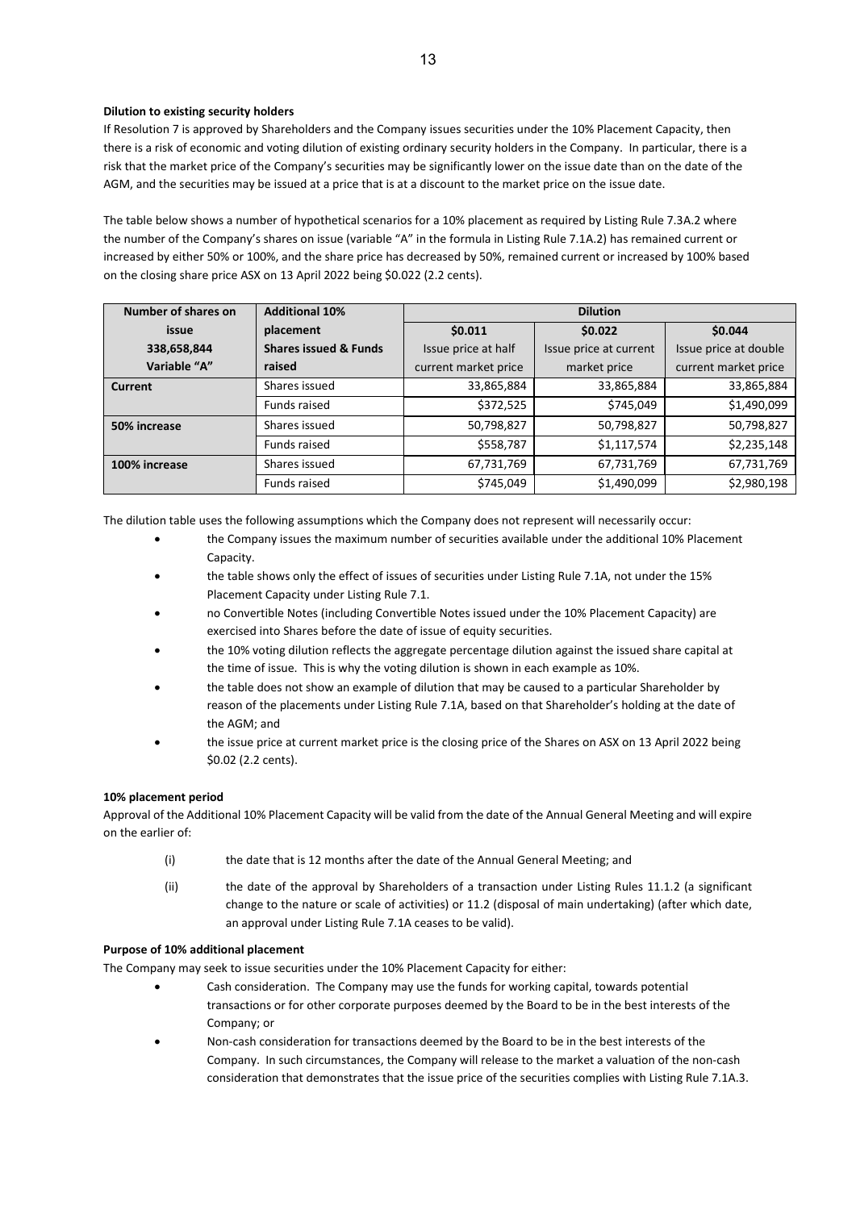**Dilution to existing security holders**

If Resolution 7 is approved by Shareholders and the Company issues securities under the 10% Placement Capacity, then there is a risk of economic and voting dilution of existing ordinary security holders in the Company. In particular, there is a risk that the market price of the Company's securities may be significantly lower on the issue date than on the date of the AGM, and the securities may be issued at a price that is at a discount to the market price on the issue date.

The table below shows a number of hypothetical scenarios for a 10% placement as required by Listing Rule 7.3A.2 where the number of the Company's shares on issue (variable "A" in the formula in Listing Rule 7.1A.2) has remained current or increased by either 50% or 100%, and the share price has decreased by 50%, remained current or increased by 100% based on the closing share price ASX on 13 April 2022 being $0.022 (2.2 cents).

| Number of shares on issue 338,658,844 Variable "A" | Additional 10% placement Shares issued & Funds raised | Dilution | | |
|---|---|---|---|---|
| | | $0.011 Issue price at half current market price | $0.022 Issue price at current market price | $0.044 Issue price at double current market price |
| Current | Shares issued | 33,865,884 | 33,865,884 | 33,865,884 |
| | Funds raised | $372,525 | $745,049 | $1,490,099 |
| 50% increase | Shares issued | 50,798,827 | 50,798,827 | 50,798,827 |
| | Funds raised | $558,787 | $1,117,574 | $2,235,148 |
| 100% increase | Shares issued | 67,731,769 | 67,731,769 | 67,731,769 |
| | Funds raised | $745,049 | $1,490,099 | $2,980,198 |

The dilution table uses the following assumptions which the Company does not represent will necessarily occur:

- the Company issues the maximum number of securities available under the additional 10% Placement Capacity.
- the table shows only the effect of issues of securities under Listing Rule 7.1A, not under the 15% Placement Capacity under Listing Rule 7.1.
- no Convertible Notes (including Convertible Notes issued under the 10% Placement Capacity) are exercised into Shares before the date of issue of equity securities.
- the 10% voting dilution reflects the aggregate percentage dilution against the issued share capital at the time of issue. This is why the voting dilution is shown in each example as 10%.
- the table does not show an example of dilution that may be caused to a particular Shareholder by reason of the placements under Listing Rule 7.1A, based on that Shareholder's holding at the date of the AGM; and
- the issue price at current market price is the closing price of the Shares on ASX on 13 April 2022 being $0.02 (2.2 cents).

**10% placement period**

Approval of the Additional 10% Placement Capacity will be valid from the date of the Annual General Meeting and will expire on the earlier of:

(i) the date that is 12 months after the date of the Annual General Meeting; and

(ii) the date of the approval by Shareholders of a transaction under Listing Rules 11.1.2 (a significant change to the nature or scale of activities) or 11.2 (disposal of main undertaking) (after which date, an approval under Listing Rule 7.1A ceases to be valid).

**Purpose of 10% additional placement**

The Company may seek to issue securities under the 10% Placement Capacity for either:

- Cash consideration. The Company may use the funds for working capital, towards potential transactions or for other corporate purposes deemed by the Board to be in the best interests of the Company; or
- Non-cash consideration for transactions deemed by the Board to be in the best interests of the Company. In such circumstances, the Company will release to the market a valuation of the non-cash consideration that demonstrates that the issue price of the securities complies with Listing Rule 7.1A.3.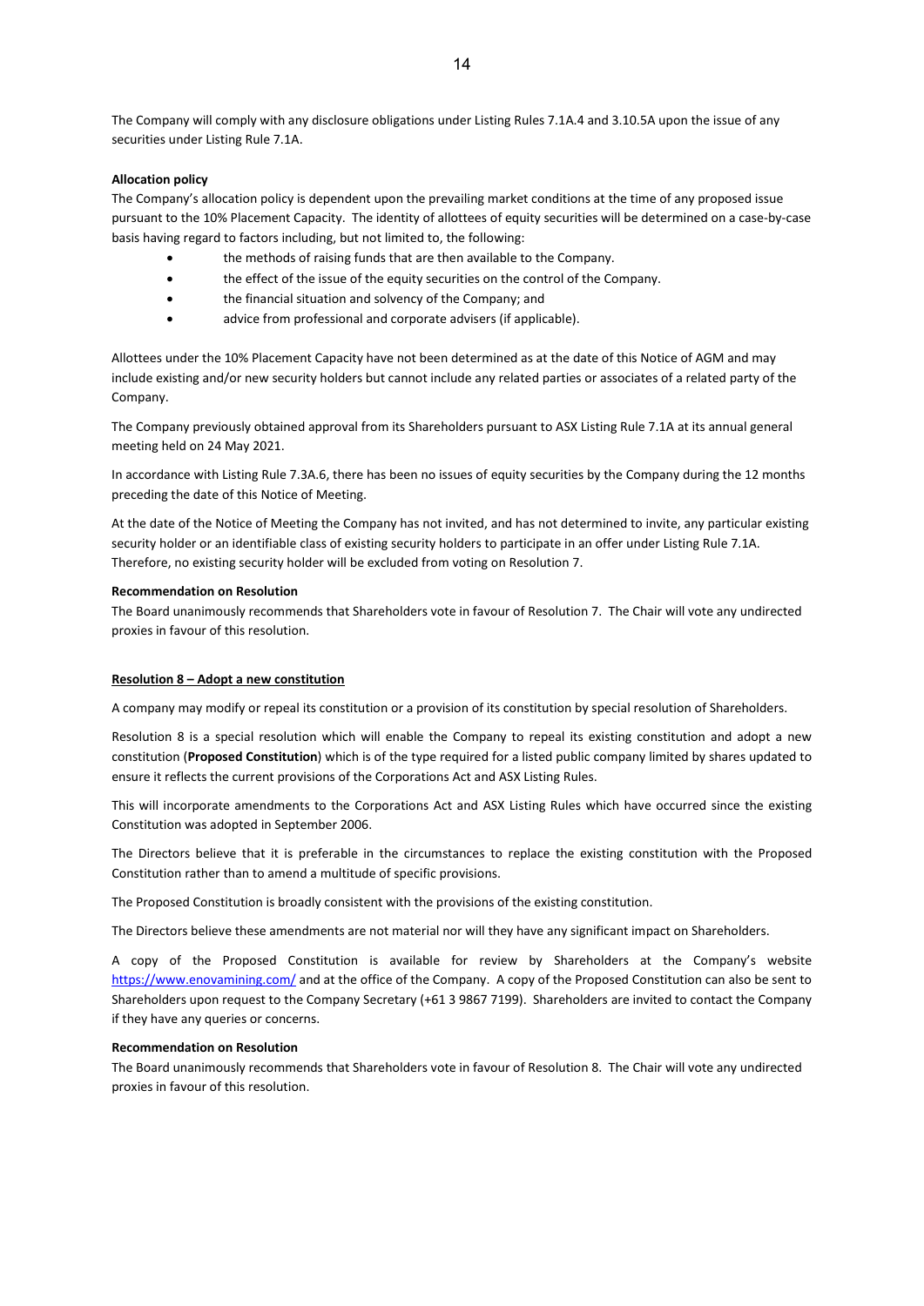The Company will comply with any disclosure obligations under Listing Rules 7.1A.4 and 3.10.5A upon the issue of any securities under Listing Rule 7.1A.

**Allocation policy**

The Company's allocation policy is dependent upon the prevailing market conditions at the time of any proposed issue pursuant to the 10% Placement Capacity. The identity of allottees of equity securities will be determined on a case-by-case basis having regard to factors including, but not limited to, the following:

- the methods of raising funds that are then available to the Company.
- the effect of the issue of the equity securities on the control of the Company.
- the financial situation and solvency of the Company; and
- advice from professional and corporate advisers (if applicable).

Allottees under the 10% Placement Capacity have not been determined as at the date of this Notice of AGM and may include existing and/or new security holders but cannot include any related parties or associates of a related party of the Company.

The Company previously obtained approval from its Shareholders pursuant to ASX Listing Rule 7.1A at its annual general meeting held on 24 May 2021.

In accordance with Listing Rule 7.3A.6, there has been no issues of equity securities by the Company during the 12 months preceding the date of this Notice of Meeting.

At the date of the Notice of Meeting the Company has not invited, and has not determined to invite, any particular existing security holder or an identifiable class of existing security holders to participate in an offer under Listing Rule 7.1A. Therefore, no existing security holder will be excluded from voting on Resolution 7.

**Recommendation on Resolution**

The Board unanimously recommends that Shareholders vote in favour of Resolution 7. The Chair will vote any undirected proxies in favour of this resolution.

**Resolution 8 – Adopt a new constitution**

A company may modify or repeal its constitution or a provision of its constitution by special resolution of Shareholders.

Resolution 8 is a special resolution which will enable the Company to repeal its existing constitution and adopt a new constitution (**Proposed Constitution**) which is of the type required for a listed public company limited by shares updated to ensure it reflects the current provisions of the Corporations Act and ASX Listing Rules.

This will incorporate amendments to the Corporations Act and ASX Listing Rules which have occurred since the existing Constitution was adopted in September 2006.

The Directors believe that it is preferable in the circumstances to replace the existing constitution with the Proposed Constitution rather than to amend a multitude of specific provisions.

The Proposed Constitution is broadly consistent with the provisions of the existing constitution.

The Directors believe these amendments are not material nor will they have any significant impact on Shareholders.

A copy of the Proposed Constitution is available for review by Shareholders at the Company's website https://www.enovamining.com/ and at the office of the Company. A copy of the Proposed Constitution can also be sent to Shareholders upon request to the Company Secretary (+61 3 9867 7199). Shareholders are invited to contact the Company if they have any queries or concerns.

**Recommendation on Resolution**

The Board unanimously recommends that Shareholders vote in favour of Resolution 8. The Chair will vote any undirected proxies in favour of this resolution.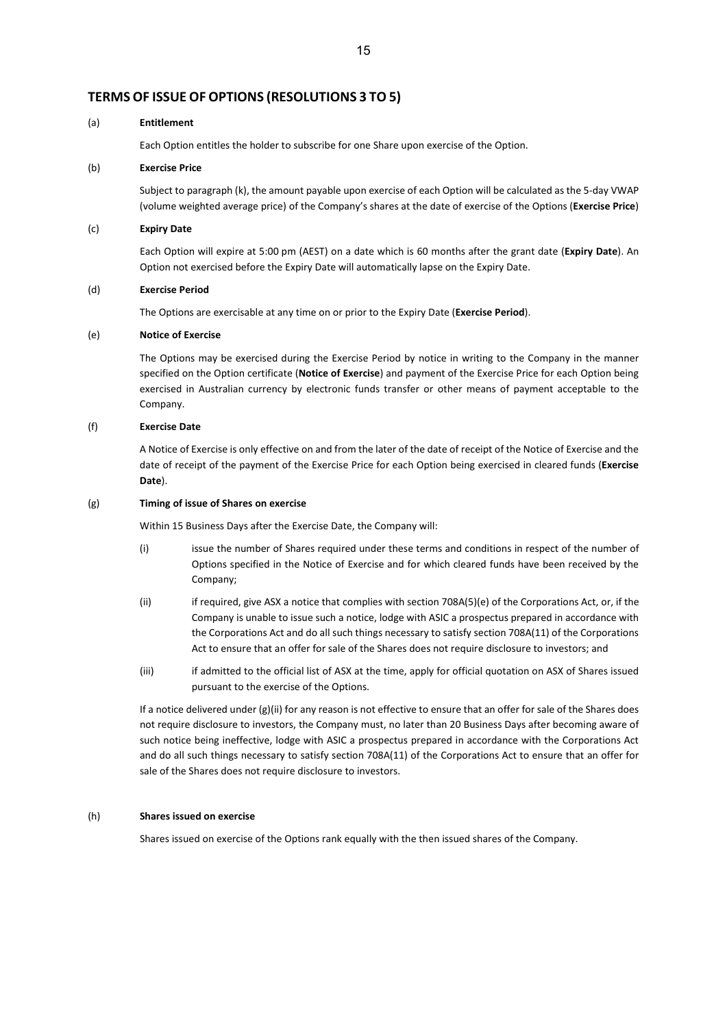## TERMS OF ISSUE OF OPTIONS (RESOLUTIONS 3 TO 5)

(a) **Entitlement**

Each Option entitles the holder to subscribe for one Share upon exercise of the Option.

(b) **Exercise Price**

Subject to paragraph (k), the amount payable upon exercise of each Option will be calculated as the 5-day VWAP (volume weighted average price) of the Company's shares at the date of exercise of the Options (**Exercise Price**)

(c) **Expiry Date**

Each Option will expire at 5:00 pm (AEST) on a date which is 60 months after the grant date (**Expiry Date**). An Option not exercised before the Expiry Date will automatically lapse on the Expiry Date.

(d) **Exercise Period**

The Options are exercisable at any time on or prior to the Expiry Date (**Exercise Period**).

(e) **Notice of Exercise**

The Options may be exercised during the Exercise Period by notice in writing to the Company in the manner specified on the Option certificate (**Notice of Exercise**) and payment of the Exercise Price for each Option being exercised in Australian currency by electronic funds transfer or other means of payment acceptable to the Company.

(f) **Exercise Date**

A Notice of Exercise is only effective on and from the later of the date of receipt of the Notice of Exercise and the date of receipt of the payment of the Exercise Price for each Option being exercised in cleared funds (**Exercise Date**).

(g) **Timing of issue of Shares on exercise**

Within 15 Business Days after the Exercise Date, the Company will:

(i) issue the number of Shares required under these terms and conditions in respect of the number of Options specified in the Notice of Exercise and for which cleared funds have been received by the Company;

(ii) if required, give ASX a notice that complies with section 708A(5)(e) of the Corporations Act, or, if the Company is unable to issue such a notice, lodge with ASIC a prospectus prepared in accordance with the Corporations Act and do all such things necessary to satisfy section 708A(11) of the Corporations Act to ensure that an offer for sale of the Shares does not require disclosure to investors; and

(iii) if admitted to the official list of ASX at the time, apply for official quotation on ASX of Shares issued pursuant to the exercise of the Options.

If a notice delivered under (g)(ii) for any reason is not effective to ensure that an offer for sale of the Shares does not require disclosure to investors, the Company must, no later than 20 Business Days after becoming aware of such notice being ineffective, lodge with ASIC a prospectus prepared in accordance with the Corporations Act and do all such things necessary to satisfy section 708A(11) of the Corporations Act to ensure that an offer for sale of the Shares does not require disclosure to investors.

(h) **Shares issued on exercise**

Shares issued on exercise of the Options rank equally with the then issued shares of the Company.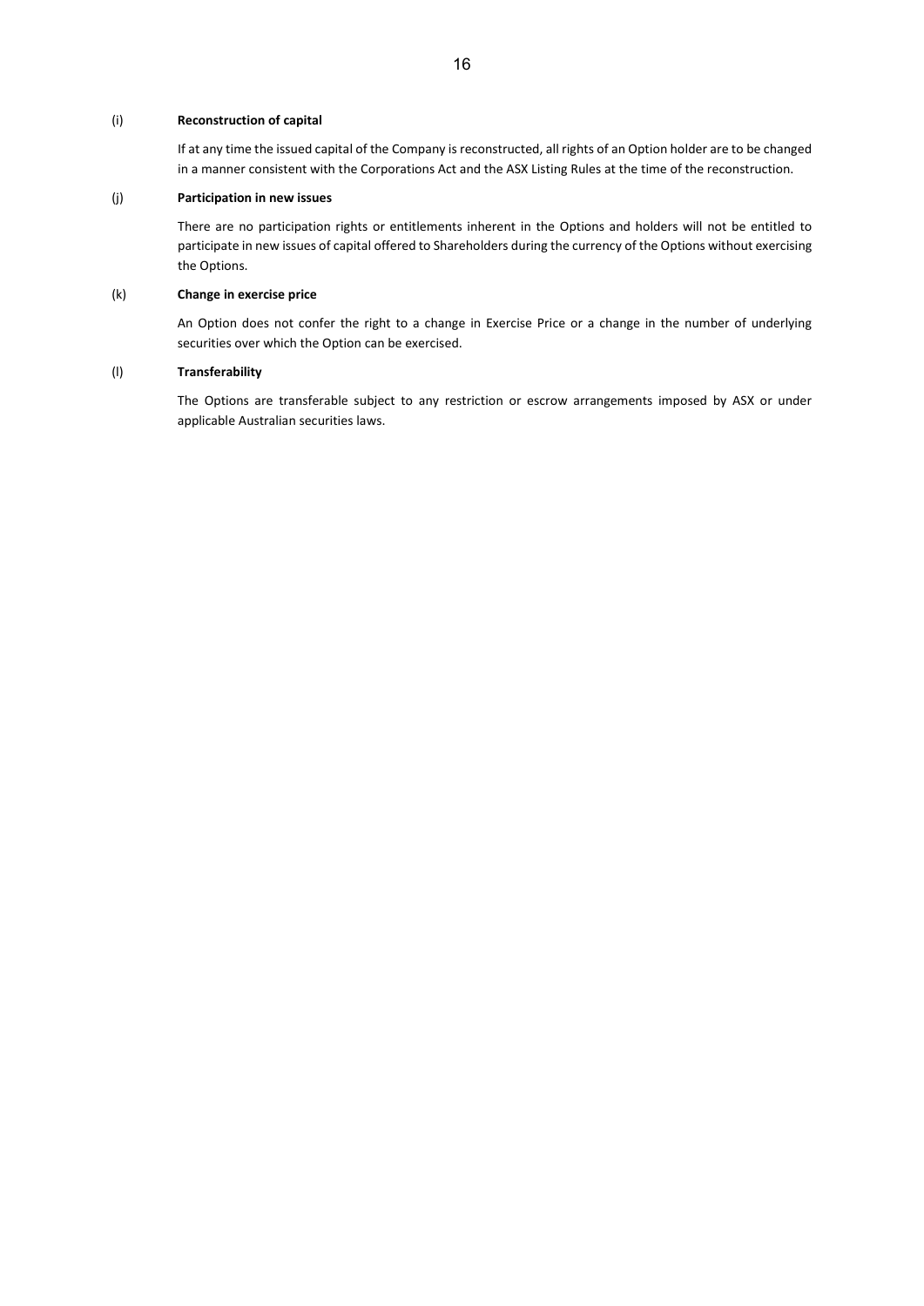(i) **Reconstruction of capital**

If at any time the issued capital of the Company is reconstructed, all rights of an Option holder are to be changed in a manner consistent with the Corporations Act and the ASX Listing Rules at the time of the reconstruction.

(j) **Participation in new issues**

There are no participation rights or entitlements inherent in the Options and holders will not be entitled to participate in new issues of capital offered to Shareholders during the currency of the Options without exercising the Options.

(k) **Change in exercise price**

An Option does not confer the right to a change in Exercise Price or a change in the number of underlying securities over which the Option can be exercised.

(l) **Transferability**

The Options are transferable subject to any restriction or escrow arrangements imposed by ASX or under applicable Australian securities laws.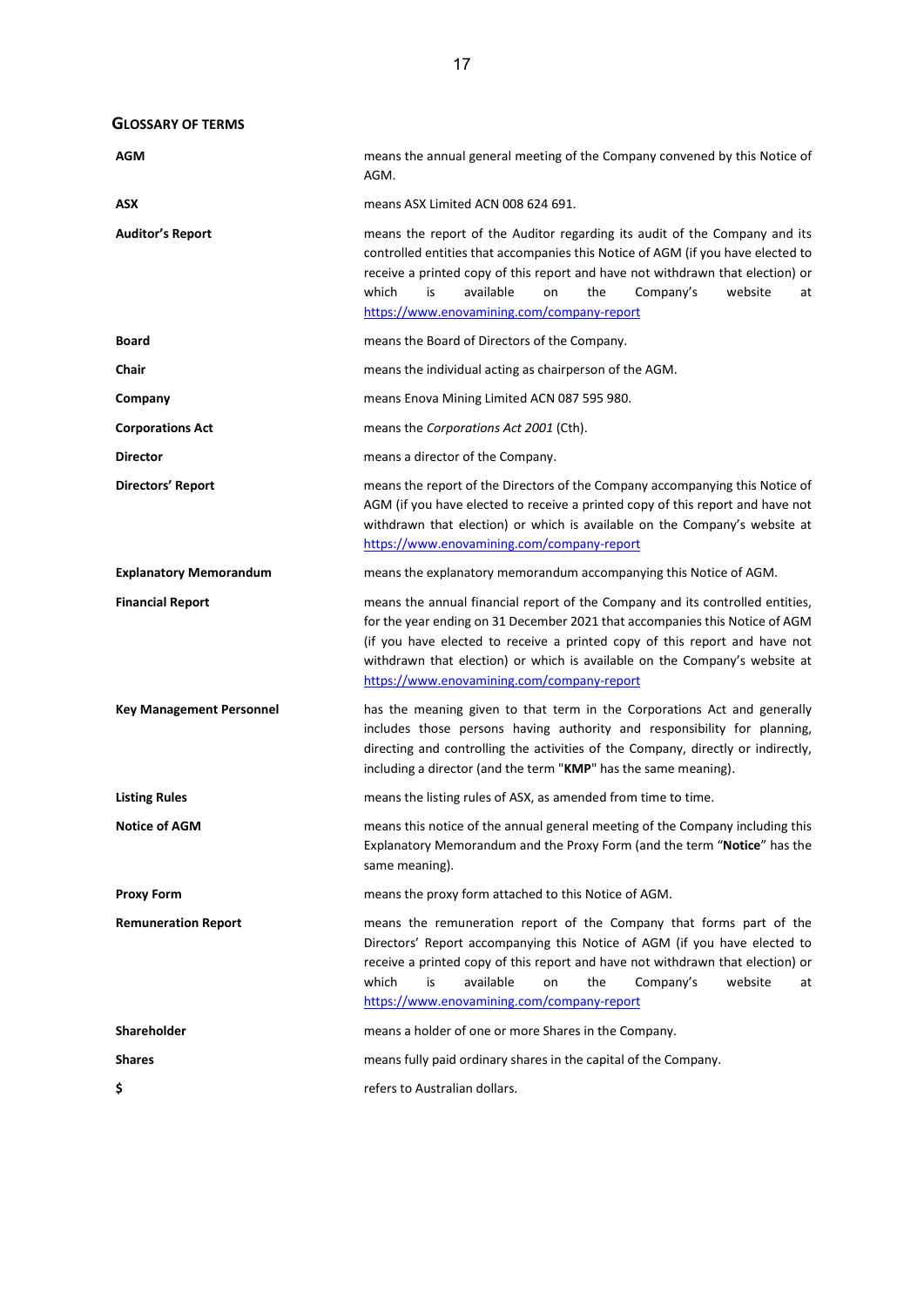## GLOSSARY OF TERMS

| | |
|---|---|
| **AGM** | means the annual general meeting of the Company convened by this Notice of AGM. |
| **ASX** | means ASX Limited ACN 008 624 691. |
| **Auditor's Report** | means the report of the Auditor regarding its audit of the Company and its controlled entities that accompanies this Notice of AGM (if you have elected to receive a printed copy of this report and have not withdrawn that election) or which is available on the Company's website at https://www.enovamining.com/company-report |
| **Board** | means the Board of Directors of the Company. |
| **Chair** | means the individual acting as chairperson of the AGM. |
| **Company** | means Enova Mining Limited ACN 087 595 980. |
| **Corporations Act** | means the *Corporations Act 2001* (Cth). |
| **Director** | means a director of the Company. |
| **Directors' Report** | means the report of the Directors of the Company accompanying this Notice of AGM (if you have elected to receive a printed copy of this report and have not withdrawn that election) or which is available on the Company's website at https://www.enovamining.com/company-report |
| **Explanatory Memorandum** | means the explanatory memorandum accompanying this Notice of AGM. |
| **Financial Report** | means the annual financial report of the Company and its controlled entities, for the year ending on 31 December 2021 that accompanies this Notice of AGM (if you have elected to receive a printed copy of this report and have not withdrawn that election) or which is available on the Company's website at https://www.enovamining.com/company-report |
| **Key Management Personnel** | has the meaning given to that term in the Corporations Act and generally includes those persons having authority and responsibility for planning, directing and controlling the activities of the Company, directly or indirectly, including a director (and the term "**KMP**" has the same meaning). |
| **Listing Rules** | means the listing rules of ASX, as amended from time to time. |
| **Notice of AGM** | means this notice of the annual general meeting of the Company including this Explanatory Memorandum and the Proxy Form (and the term "**Notice**" has the same meaning). |
| **Proxy Form** | means the proxy form attached to this Notice of AGM. |
| **Remuneration Report** | means the remuneration report of the Company that forms part of the Directors' Report accompanying this Notice of AGM (if you have elected to receive a printed copy of this report and have not withdrawn that election) or which is available on the Company's website at https://www.enovamining.com/company-report |
| **Shareholder** | means a holder of one or more Shares in the Company. |
| **Shares** | means fully paid ordinary shares in the capital of the Company. |
| **$** | refers to Australian dollars. |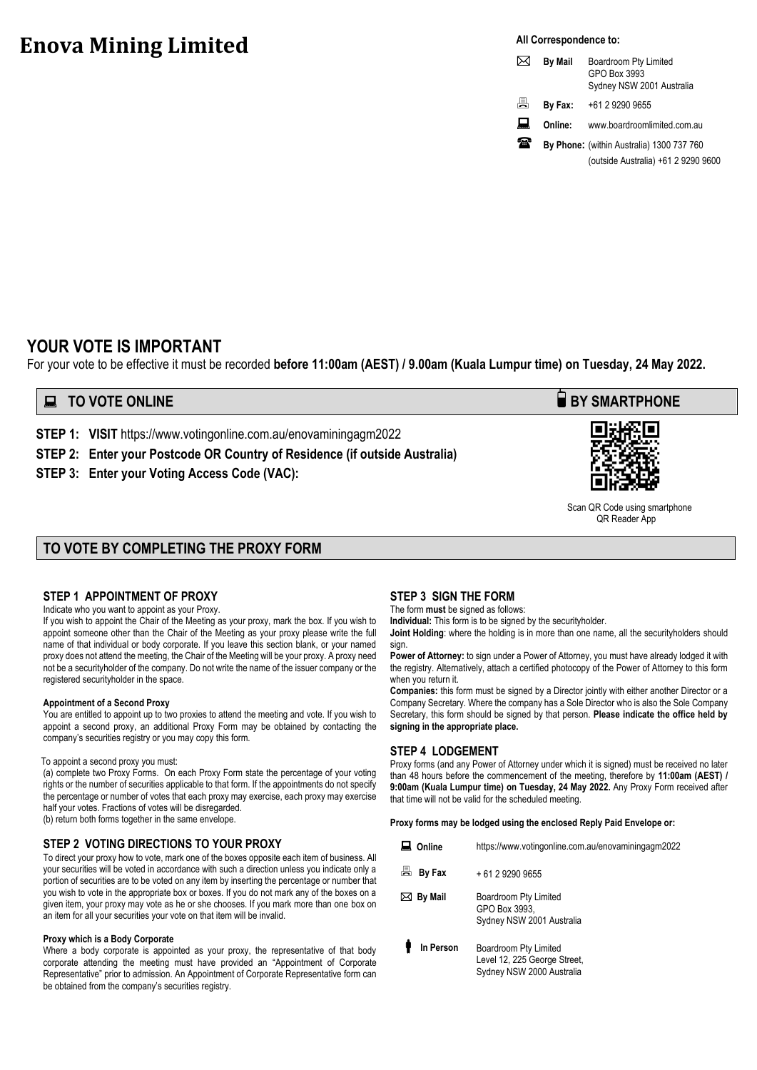# Enova Mining Limited

**All Correspondence to:**

| | | |
|---|---|---|
| ✉ | **By Mail** | Boardroom Pty Limited<br>GPO Box 3993<br>Sydney NSW 2001 Australia |
| | **By Fax:** | +61 2 9290 9655 |
| | **Online:** | www.boardroomlimited.com.au |
| | **By Phone:** | (within Australia) 1300 737 760<br>(outside Australia) +61 2 9290 9600 |

## YOUR VOTE IS IMPORTANT

For your vote to be effective it must be recorded **before 11:00am (AEST) / 9.00am (Kuala Lumpur time) on Tuesday, 24 May 2022.**

## TO VOTE ONLINE

**STEP 1: VISIT** https://www.votingonline.com.au/enovaminingagm2022

**STEP 2: Enter your Postcode OR Country of Residence (if outside Australia)**

**STEP 3: Enter your Voting Access Code (VAC):**

## BY SMARTPHONE

Scan QR Code using smartphone QR Reader App

## TO VOTE BY COMPLETING THE PROXY FORM

### STEP 1 APPOINTMENT OF PROXY

Indicate who you want to appoint as your Proxy.

If you wish to appoint the Chair of the Meeting as your proxy, mark the box. If you wish to appoint someone other than the Chair of the Meeting as your proxy please write the full name of that individual or body corporate. If you leave this section blank, or your named proxy does not attend the meeting, the Chair of the Meeting will be your proxy. A proxy need not be a securityholder of the company. Do not write the name of the issuer company or the registered securityholder in the space.

**Appointment of a Second Proxy**

You are entitled to appoint up to two proxies to attend the meeting and vote. If you wish to appoint a second proxy, an additional Proxy Form may be obtained by contacting the company's securities registry or you may copy this form.

To appoint a second proxy you must:

(a) complete two Proxy Forms. On each Proxy Form state the percentage of your voting rights or the number of securities applicable to that form. If the appointments do not specify the percentage or number of votes that each proxy may exercise, each proxy may exercise half your votes. Fractions of votes will be disregarded.

(b) return both forms together in the same envelope.

### STEP 2 VOTING DIRECTIONS TO YOUR PROXY

To direct your proxy how to vote, mark one of the boxes opposite each item of business. All your securities will be voted in accordance with such a direction unless you indicate only a portion of securities are to be voted on any item by inserting the percentage or number that you wish to vote in the appropriate box or boxes. If you do not mark any of the boxes on a given item, your proxy may vote as he or she chooses. If you mark more than one box on an item for all your securities your vote on that item will be invalid.

**Proxy which is a Body Corporate**

Where a body corporate is appointed as your proxy, the representative of that body corporate attending the meeting must have provided an "Appointment of Corporate Representative" prior to admission. An Appointment of Corporate Representative form can be obtained from the company's securities registry.

### STEP 3 SIGN THE FORM

The form **must** be signed as follows:

**Individual:** This form is to be signed by the securityholder.

**Joint Holding**: where the holding is in more than one name, all the securityholders should sign.

**Power of Attorney:** to sign under a Power of Attorney, you must have already lodged it with the registry. Alternatively, attach a certified photocopy of the Power of Attorney to this form when you return it.

**Companies:** this form must be signed by a Director jointly with either another Director or a Company Secretary. Where the company has a Sole Director who is also the Sole Company Secretary, this form should be signed by that person. **Please indicate the office held by signing in the appropriate place.**

### STEP 4 LODGEMENT

Proxy forms (and any Power of Attorney under which it is signed) must be received no later than 48 hours before the commencement of the meeting, therefore by **11:00am (AEST) / 9:00am (Kuala Lumpur time) on Tuesday, 24 May 2022.** Any Proxy Form received after that time will not be valid for the scheduled meeting.

**Proxy forms may be lodged using the enclosed Reply Paid Envelope or:**

| | |
|---|---|
| **Online** | https://www.votingonline.com.au/enovaminingagm2022 |
| **By Fax** | + 61 2 9290 9655 |
| **By Mail** | Boardroom Pty Limited<br>GPO Box 3993,<br>Sydney NSW 2001 Australia |
| **In Person** | Boardroom Pty Limited<br>Level 12, 225 George Street,<br>Sydney NSW 2000 Australia |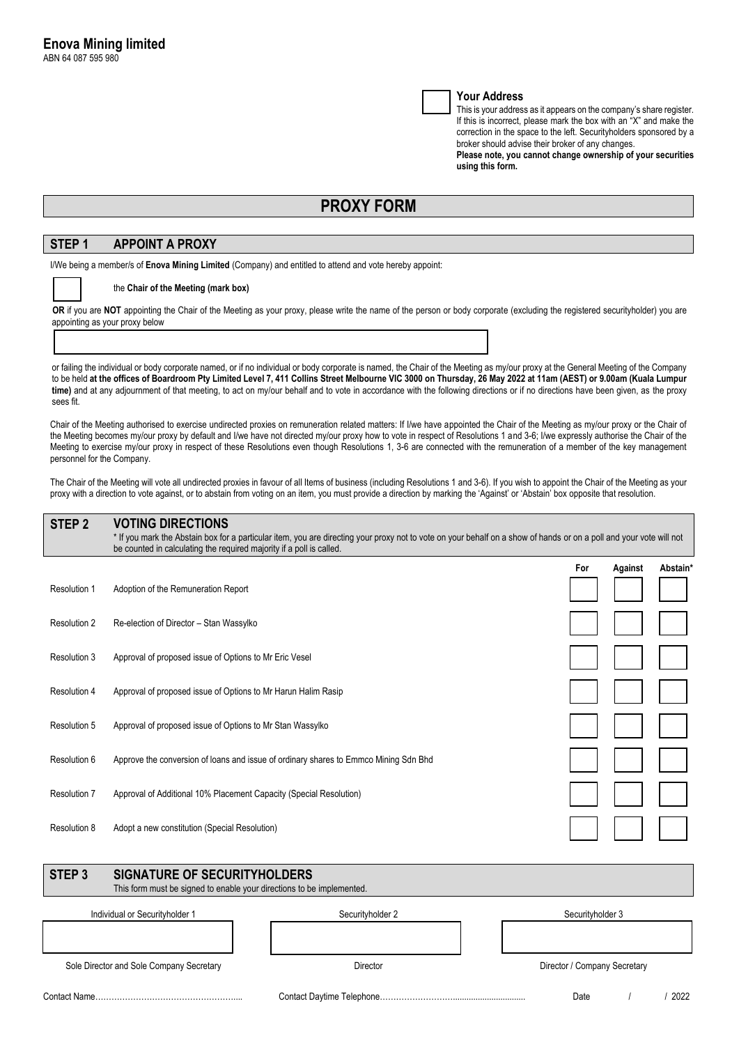# Enova Mining limited

ABN 64 087 595 980

**Your Address**

This is your address as it appears on the company's share register. If this is incorrect, please mark the box with an "X" and make the correction in the space to the left. Securityholders sponsored by a broker should advise their broker of any changes.

**Please note, you cannot change ownership of your securities using this form.**

# PROXY FORM

## STEP 1 APPOINT A PROXY

I/We being a member/s of **Enova Mining Limited** (Company) and entitled to attend and vote hereby appoint:

the **Chair of the Meeting (mark box)**

**OR** if you are **NOT** appointing the Chair of the Meeting as your proxy, please write the name of the person or body corporate (excluding the registered securityholder) you are appointing as your proxy below

or failing the individual or body corporate named, or if no individual or body corporate is named, the Chair of the Meeting as my/our proxy at the General Meeting of the Company to be held **at the offices of Boardroom Pty Limited Level 7, 411 Collins Street Melbourne VIC 3000 on Thursday, 26 May 2022 at 11am (AEST) or 9.00am (Kuala Lumpur time)** and at any adjournment of that meeting, to act on my/our behalf and to vote in accordance with the following directions or if no directions have been given, as the proxy sees fit.

Chair of the Meeting authorised to exercise undirected proxies on remuneration related matters: If I/we have appointed the Chair of the Meeting as my/our proxy or the Chair of the Meeting becomes my/our proxy by default and I/we have not directed my/our proxy how to vote in respect of Resolutions 1 and 3-6; I/we expressly authorise the Chair of the Meeting to exercise my/our proxy in respect of these Resolutions even though Resolutions 1, 3-6 are connected with the remuneration of a member of the key management personnel for the Company.

The Chair of the Meeting will vote all undirected proxies in favour of all Items of business (including Resolutions 1 and 3-6). If you wish to appoint the Chair of the Meeting as your proxy with a direction to vote against, or to abstain from voting on an item, you must provide a direction by marking the 'Against' or 'Abstain' box opposite that resolution.

## STEP 2 VOTING DIRECTIONS

\* If you mark the Abstain box for a particular item, you are directing your proxy not to vote on your behalf on a show of hands or on a poll and your vote will not be counted in calculating the required majority if a poll is called.

| | | For | Against | Abstain* |
|---|---|---|---|---|
| Resolution 1 | Adoption of the Remuneration Report | | | |
| Resolution 2 | Re-election of Director – Stan Wassylko | | | |
| Resolution 3 | Approval of proposed issue of Options to Mr Eric Vesel | | | |
| Resolution 4 | Approval of proposed issue of Options to Mr Harun Halim Rasip | | | |
| Resolution 5 | Approval of proposed issue of Options to Mr Stan Wassylko | | | |
| Resolution 6 | Approve the conversion of loans and issue of ordinary shares to Emmco Mining Sdn Bhd | | | |
| Resolution 7 | Approval of Additional 10% Placement Capacity (Special Resolution) | | | |
| Resolution 8 | Adopt a new constitution (Special Resolution) | | | |

## STEP 3 SIGNATURE OF SECURITYHOLDERS

This form must be signed to enable your directions to be implemented.

| Individual or Securityholder 1 | Securityholder 2 | Securityholder 3 |
|---|---|---|
| | | |
| Sole Director and Sole Company Secretary | Director | Director / Company Secretary |

Contact Name………………………………………….... Contact Daytime Telephone………………………................................ Date / / 2022